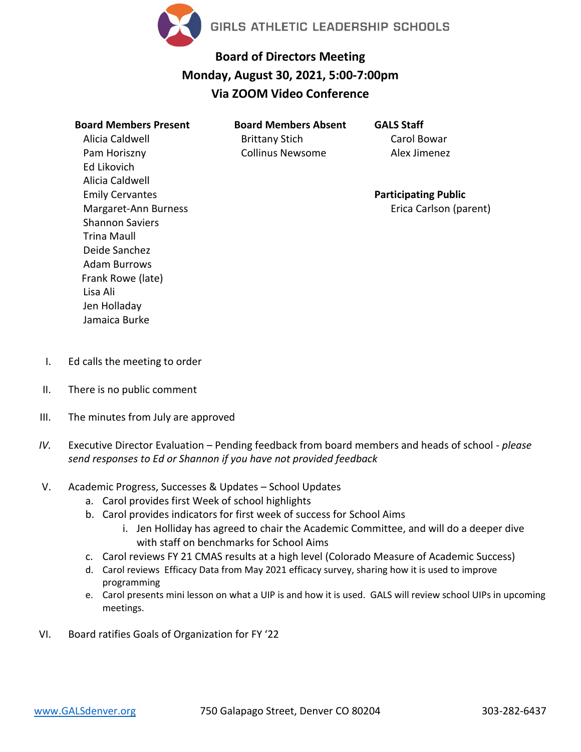GIRLS ATHLETIC LEADERSHIP SCHOOLS

# Board of Directors Meeting
## Monday, August 30, 2021, 5:00-7:00pm
## Via ZOOM Video Conference

**Board Members Present**
Alicia Caldwell
Pam Horiszny
Ed Likovich
Alicia Caldwell
Emily Cervantes
Margaret-Ann Burness
Shannon Saviers
Trina Maull
Deide Sanchez
Adam Burrows
Frank Rowe (late)
Lisa Ali
Jen Holladay
Jamaica Burke

**Board Members Absent**
Brittany Stich
Collinus Newsome

**GALS Staff**
Carol Bowar
Alex Jimenez

**Participating Public**
Erica Carlson (parent)

I. Ed calls the meeting to order

II. There is no public comment

III. The minutes from July are approved

*IV.* Executive Director Evaluation – Pending feedback from board members and heads of school - *please send responses to Ed or Shannon if you have not provided feedback*

V. Academic Progress, Successes & Updates – School Updates
   a. Carol provides first Week of school highlights
   b. Carol provides indicators for first week of success for School Aims
      i. Jen Holliday has agreed to chair the Academic Committee, and will do a deeper dive with staff on benchmarks for School Aims
   c. Carol reviews FY 21 CMAS results at a high level (Colorado Measure of Academic Success)
   d. Carol reviews Efficacy Data from May 2021 efficacy survey, sharing how it is used to improve programming
   e. Carol presents mini lesson on what a UIP is and how it is used. GALS will review school UIPs in upcoming meetings.

VI. Board ratifies Goals of Organization for FY '22

www.GALSdenver.org 750 Galapago Street, Denver CO 80204 303-282-6437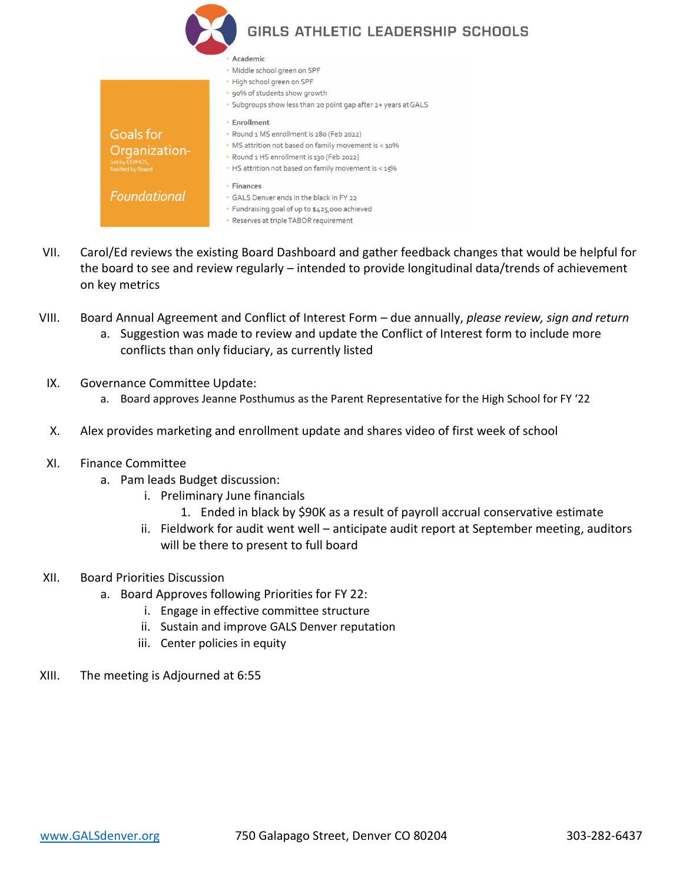**Goals for Organization-**
Set by ED/HOS, Ratified by Board

*Foundational*

- **Academic**
  - Middle school green on SPF
  - High school green on SPF
  - 90% of students show growth
  - Subgroups show less than 20 point gap after 2+ years at GALS
- **Enrollment**
  - Round 1 MS enrollment is 280 (Feb 2022)
  - MS attrition not based on family movement is < 10%
  - Round 1 HS enrollment is 130 (Feb 2022)
  - HS attrition not based on family movement is < 15%
- **Finances**
  - GALS Denver ends in the black in FY 22
  - Fundraising goal of up to $425,000 achieved
  - Reserves at triple TABOR requirement

VII. Carol/Ed reviews the existing Board Dashboard and gather feedback changes that would be helpful for the board to see and review regularly – intended to provide longitudinal data/trends of achievement on key metrics

VIII. Board Annual Agreement and Conflict of Interest Form – due annually, *please review, sign and return*
  a. Suggestion was made to review and update the Conflict of Interest form to include more conflicts than only fiduciary, as currently listed

IX. Governance Committee Update:
  a. Board approves Jeanne Posthumus as the Parent Representative for the High School for FY '22

X. Alex provides marketing and enrollment update and shares video of first week of school

XI. Finance Committee
  a. Pam leads Budget discussion:
    i. Preliminary June financials
      1. Ended in black by $90K as a result of payroll accrual conservative estimate
    ii. Fieldwork for audit went well – anticipate audit report at September meeting, auditors will be there to present to full board

XII. Board Priorities Discussion
  a. Board Approves following Priorities for FY 22:
    i. Engage in effective committee structure
    ii. Sustain and improve GALS Denver reputation
    iii. Center policies in equity

XIII. The meeting is Adjourned at 6:55